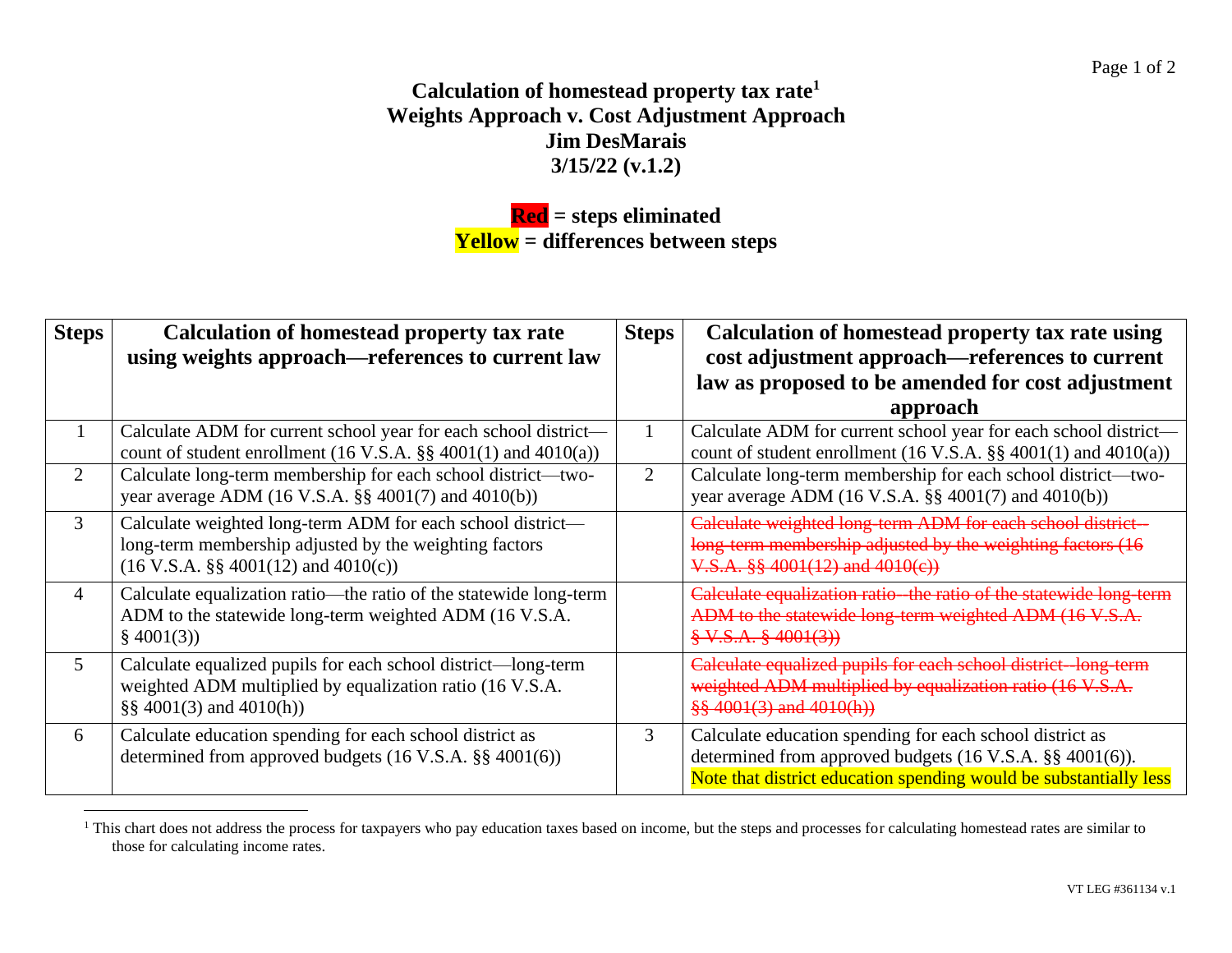# Calculation of homestead property tax rate[1]
## Weights Approach v. Cost Adjustment Approach
## Jim DesMarais
## 3/15/22 (v.1.2)

**Red = steps eliminated**
**Yellow = differences between steps**

| Steps | Calculation of homestead property tax rate using weights approach—references to current law | Steps | Calculation of homestead property tax rate using cost adjustment approach—references to current law as proposed to be amended for cost adjustment approach |
|---|---|---|---|
| 1 | Calculate ADM for current school year for each school district—count of student enrollment (16 V.S.A. §§ 4001(1) and 4010(a)) | 1 | Calculate ADM for current school year for each school district—count of student enrollment (16 V.S.A. §§ 4001(1) and 4010(a)) |
| 2 | Calculate long-term membership for each school district—two-year average ADM (16 V.S.A. §§ 4001(7) and 4010(b)) | 2 | Calculate long-term membership for each school district—two-year average ADM (16 V.S.A. §§ 4001(7) and 4010(b)) |
| 3 | Calculate weighted long-term ADM for each school district—long-term membership adjusted by the weighting factors (16 V.S.A. §§ 4001(12) and 4010(c)) | | ~~Calculate weighted long-term ADM for each school district--long-term membership adjusted by the weighting factors (16 V.S.A. §§ 4001(12) and 4010(c))~~ |
| 4 | Calculate equalization ratio—the ratio of the statewide long-term ADM to the statewide long-term weighted ADM (16 V.S.A. § 4001(3)) | | ~~Calculate equalization ratio--the ratio of the statewide long-term ADM to the statewide long-term weighted ADM (16 V.S.A. § V.S.A. § 4001(3))~~ |
| 5 | Calculate equalized pupils for each school district—long-term weighted ADM multiplied by equalization ratio (16 V.S.A. §§ 4001(3) and 4010(h)) | | ~~Calculate equalized pupils for each school district--long-term weighted ADM multiplied by equalization ratio (16 V.S.A. §§ 4001(3) and 4010(h))~~ |
| 6 | Calculate education spending for each school district as determined from approved budgets (16 V.S.A. §§ 4001(6)) | 3 | Calculate education spending for each school district as determined from approved budgets (16 V.S.A. §§ 4001(6)). Note that district education spending would be substantially less |

[1] This chart does not address the process for taxpayers who pay education taxes based on income, but the steps and processes for calculating homestead rates are similar to those for calculating income rates.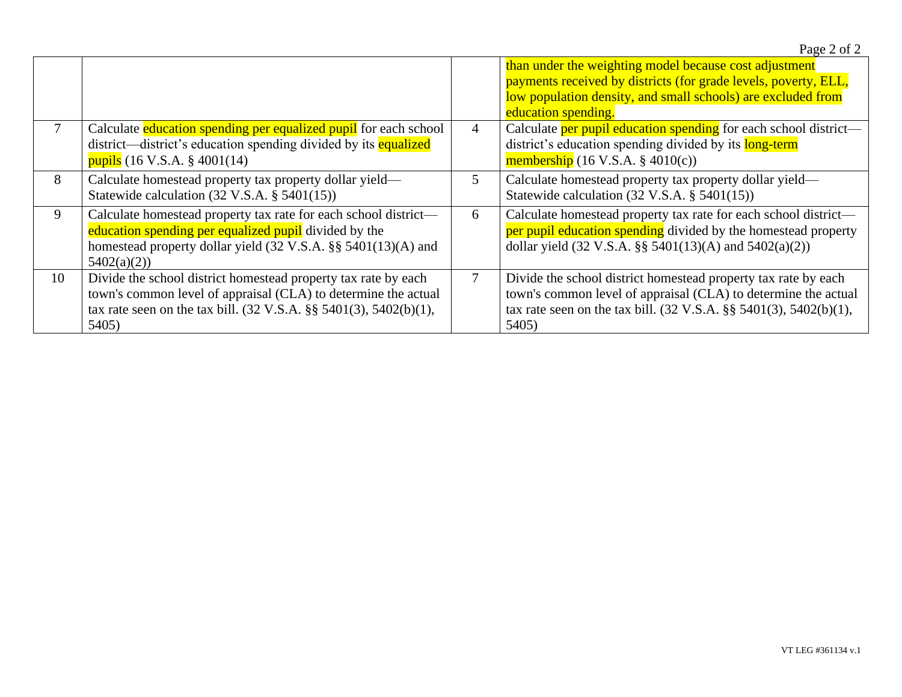| | | | |
|---|---|---|---|
| | | | than under the weighting model because cost adjustment payments received by districts (for grade levels, poverty, ELL, low population density, and small schools) are excluded from education spending. |
| 7 | Calculate education spending per equalized pupil for each school district—district's education spending divided by its equalized pupils (16 V.S.A. § 4001(14) | 4 | Calculate per pupil education spending for each school district—district's education spending divided by its long-term membership (16 V.S.A. § 4010(c)) |
| 8 | Calculate homestead property tax property dollar yield—Statewide calculation (32 V.S.A. § 5401(15)) | 5 | Calculate homestead property tax property dollar yield—Statewide calculation (32 V.S.A. § 5401(15)) |
| 9 | Calculate homestead property tax rate for each school district—education spending per equalized pupil divided by the homestead property dollar yield (32 V.S.A. §§ 5401(13)(A) and 5402(a)(2)) | 6 | Calculate homestead property tax rate for each school district—per pupil education spending divided by the homestead property dollar yield (32 V.S.A. §§ 5401(13)(A) and 5402(a)(2)) |
| 10 | Divide the school district homestead property tax rate by each town's common level of appraisal (CLA) to determine the actual tax rate seen on the tax bill. (32 V.S.A. §§ 5401(3), 5402(b)(1), 5405) | 7 | Divide the school district homestead property tax rate by each town's common level of appraisal (CLA) to determine the actual tax rate seen on the tax bill. (32 V.S.A. §§ 5401(3), 5402(b)(1), 5405) |

VT LEG #361134 v.1